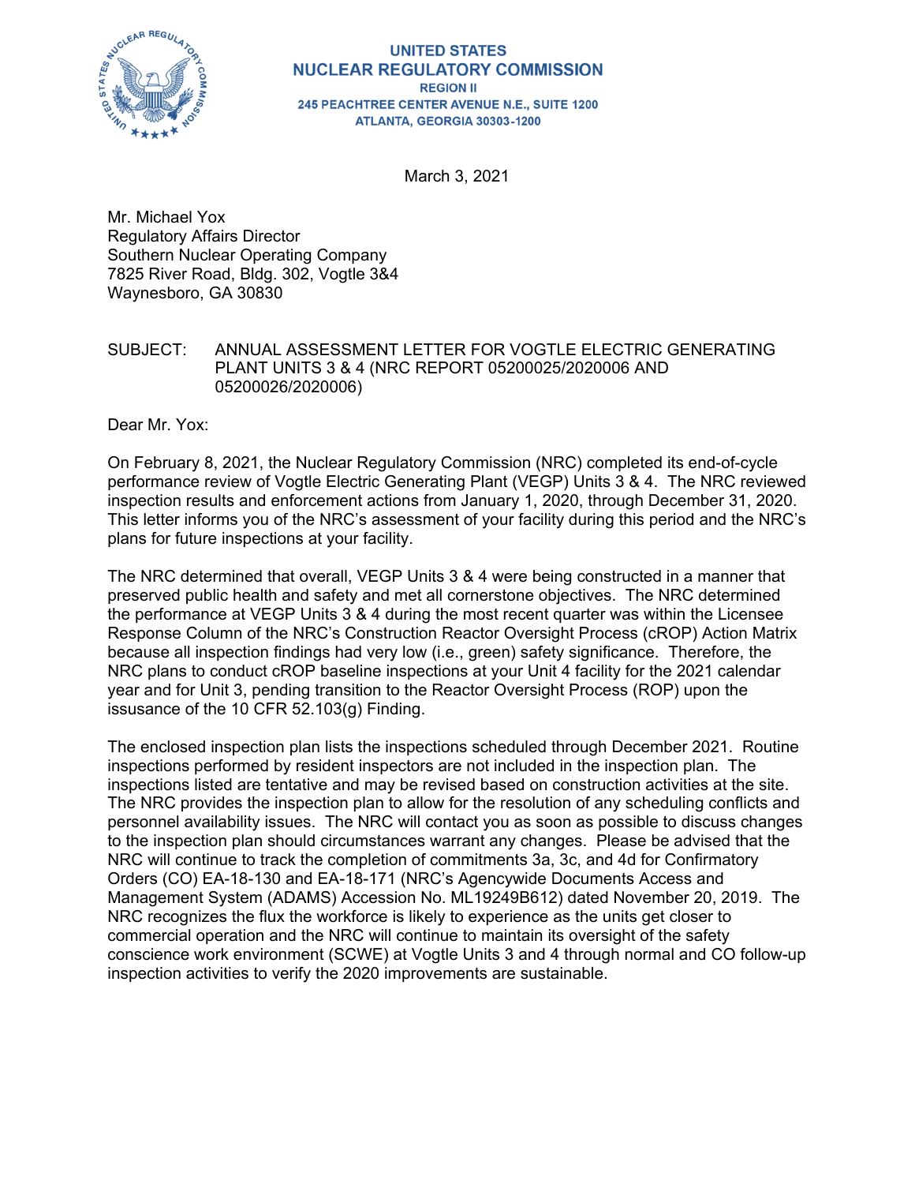**UNITED STATES**
**NUCLEAR REGULATORY COMMISSION**
**REGION II**
**245 PEACHTREE CENTER AVENUE N.E., SUITE 1200**
**ATLANTA, GEORGIA 30303-1200**

March 3, 2021

Mr. Michael Yox
Regulatory Affairs Director
Southern Nuclear Operating Company
7825 River Road, Bldg. 302, Vogtle 3&4
Waynesboro, GA 30830

SUBJECT: ANNUAL ASSESSMENT LETTER FOR VOGTLE ELECTRIC GENERATING PLANT UNITS 3 & 4 (NRC REPORT 05200025/2020006 AND 05200026/2020006)

Dear Mr. Yox:

On February 8, 2021, the Nuclear Regulatory Commission (NRC) completed its end-of-cycle performance review of Vogtle Electric Generating Plant (VEGP) Units 3 & 4. The NRC reviewed inspection results and enforcement actions from January 1, 2020, through December 31, 2020. This letter informs you of the NRC's assessment of your facility during this period and the NRC's plans for future inspections at your facility.

The NRC determined that overall, VEGP Units 3 & 4 were being constructed in a manner that preserved public health and safety and met all cornerstone objectives. The NRC determined the performance at VEGP Units 3 & 4 during the most recent quarter was within the Licensee Response Column of the NRC's Construction Reactor Oversight Process (cROP) Action Matrix because all inspection findings had very low (i.e., green) safety significance. Therefore, the NRC plans to conduct cROP baseline inspections at your Unit 4 facility for the 2021 calendar year and for Unit 3, pending transition to the Reactor Oversight Process (ROP) upon the issuance of the 10 CFR 52.103(g) Finding.

The enclosed inspection plan lists the inspections scheduled through December 2021. Routine inspections performed by resident inspectors are not included in the inspection plan. The inspections listed are tentative and may be revised based on construction activities at the site. The NRC provides the inspection plan to allow for the resolution of any scheduling conflicts and personnel availability issues. The NRC will contact you as soon as possible to discuss changes to the inspection plan should circumstances warrant any changes. Please be advised that the NRC will continue to track the completion of commitments 3a, 3c, and 4d for Confirmatory Orders (CO) EA-18-130 and EA-18-171 (NRC's Agencywide Documents Access and Management System (ADAMS) Accession No. ML19249B612) dated November 20, 2019. The NRC recognizes the flux the workforce is likely to experience as the units get closer to commercial operation and the NRC will continue to maintain its oversight of the safety conscience work environment (SCWE) at Vogtle Units 3 and 4 through normal and CO follow-up inspection activities to verify the 2020 improvements are sustainable.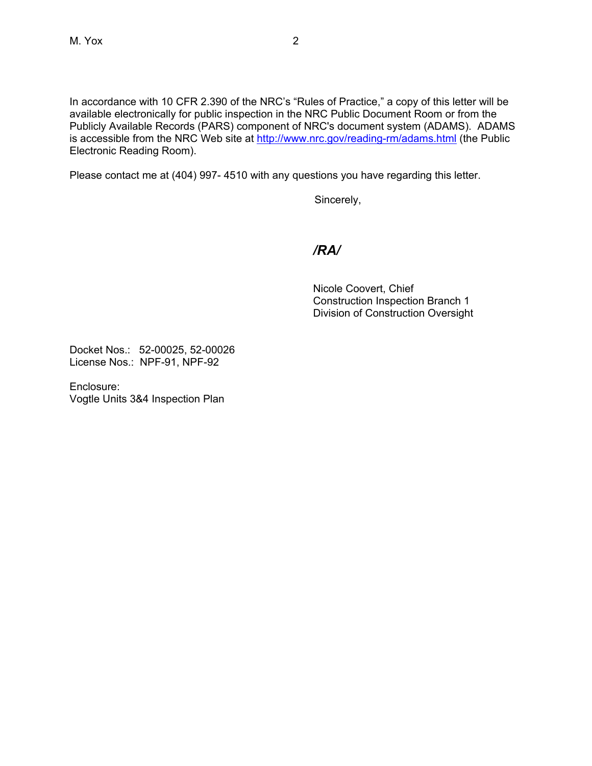In accordance with 10 CFR 2.390 of the NRC's "Rules of Practice," a copy of this letter will be available electronically for public inspection in the NRC Public Document Room or from the Publicly Available Records (PARS) component of NRC's document system (ADAMS). ADAMS is accessible from the NRC Web site at http://www.nrc.gov/reading-rm/adams.html (the Public Electronic Reading Room).

Please contact me at (404) 997- 4510 with any questions you have regarding this letter.

Sincerely,

*/RA/*

Nicole Coovert, Chief
Construction Inspection Branch 1
Division of Construction Oversight

Docket Nos.: 52-00025, 52-00026
License Nos.: NPF-91, NPF-92

Enclosure:
Vogtle Units 3&4 Inspection Plan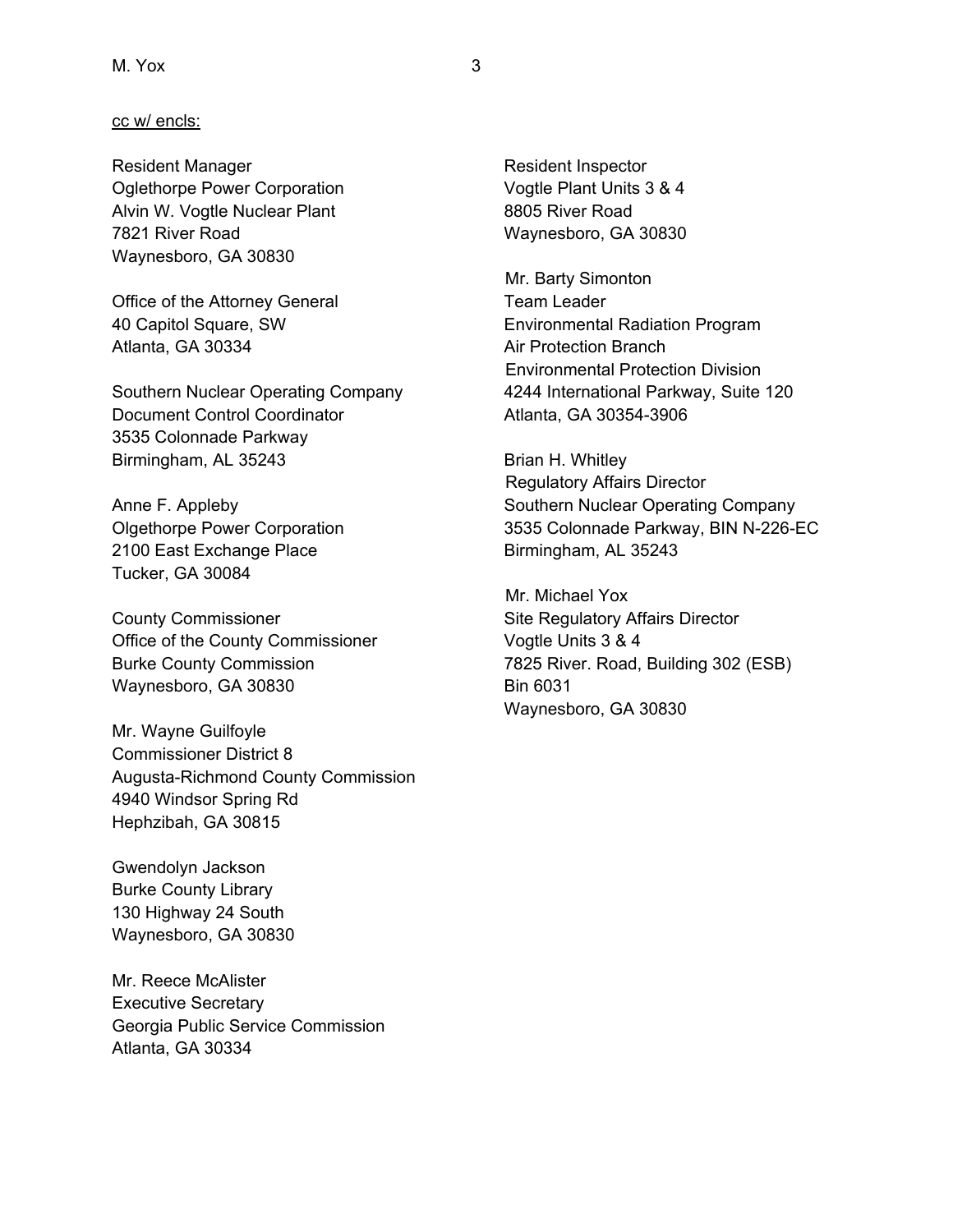cc w/ encls:

Resident Manager
Oglethorpe Power Corporation
Alvin W. Vogtle Nuclear Plant
7821 River Road
Waynesboro, GA 30830

Office of the Attorney General
40 Capitol Square, SW
Atlanta, GA 30334

Southern Nuclear Operating Company
Document Control Coordinator
3535 Colonnade Parkway
Birmingham, AL 35243

Anne F. Appleby
Olgethorpe Power Corporation
2100 East Exchange Place
Tucker, GA 30084

County Commissioner
Office of the County Commissioner
Burke County Commission
Waynesboro, GA 30830

Mr. Wayne Guilfoyle
Commissioner District 8
Augusta-Richmond County Commission
4940 Windsor Spring Rd
Hephzibah, GA 30815

Gwendolyn Jackson
Burke County Library
130 Highway 24 South
Waynesboro, GA 30830

Mr. Reece McAlister
Executive Secretary
Georgia Public Service Commission
Atlanta, GA 30334

Resident Inspector
Vogtle Plant Units 3 & 4
8805 River Road
Waynesboro, GA 30830

Mr. Barty Simonton
Team Leader
Environmental Radiation Program
Air Protection Branch
Environmental Protection Division
4244 International Parkway, Suite 120
Atlanta, GA 30354-3906

Brian H. Whitley
Regulatory Affairs Director
Southern Nuclear Operating Company
3535 Colonnade Parkway, BIN N-226-EC
Birmingham, AL 35243

Mr. Michael Yox
Site Regulatory Affairs Director
Vogtle Units 3 & 4
7825 River. Road, Building 302 (ESB)
Bin 6031
Waynesboro, GA 30830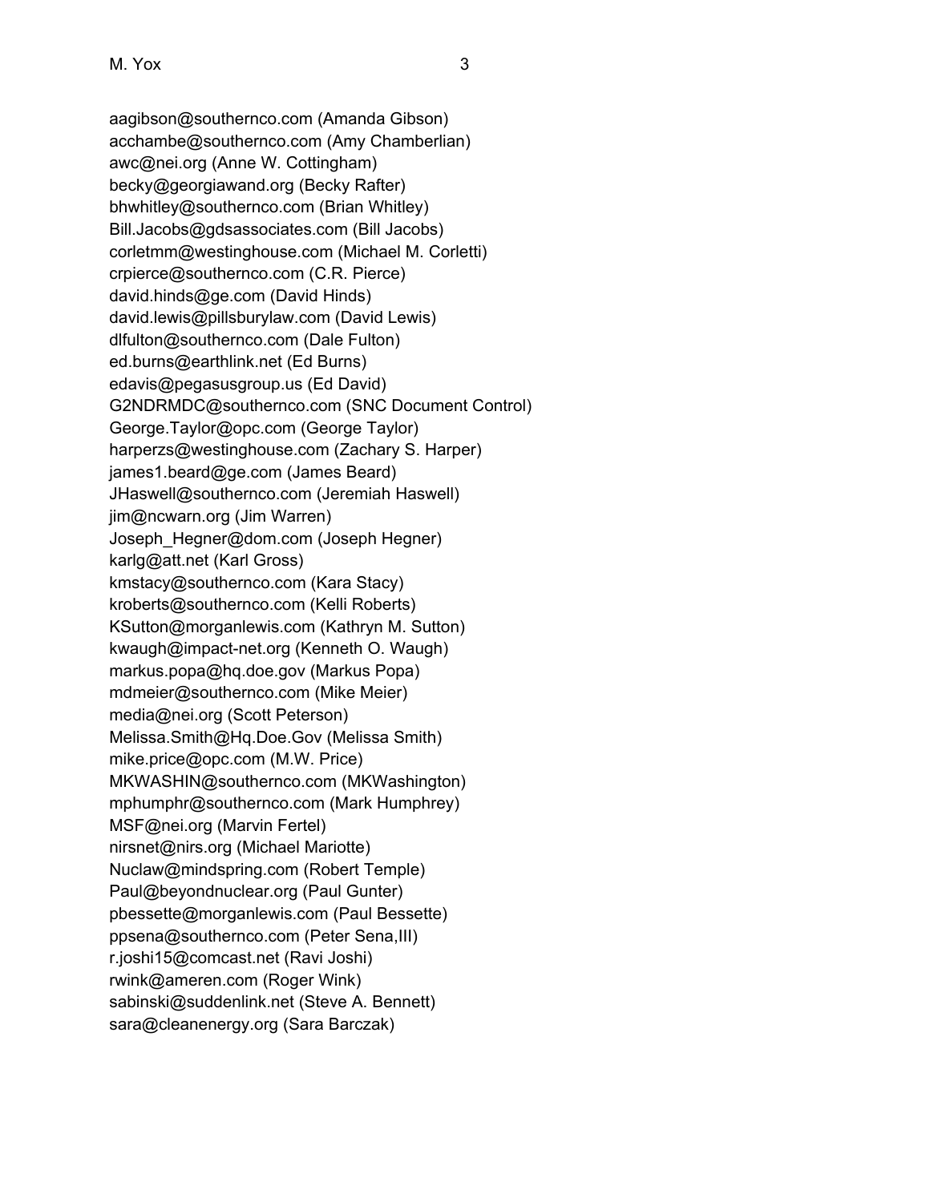aagibson@southernco.com (Amanda Gibson)
acchambe@southernco.com (Amy Chamberlian)
awc@nei.org (Anne W. Cottingham)
becky@georgiawand.org (Becky Rafter)
bhwhitley@southernco.com (Brian Whitley)
Bill.Jacobs@gdsassociates.com (Bill Jacobs)
corletmm@westinghouse.com (Michael M. Corletti)
crpierce@southernco.com (C.R. Pierce)
david.hinds@ge.com (David Hinds)
david.lewis@pillsburylaw.com (David Lewis)
dlfulton@southernco.com (Dale Fulton)
ed.burns@earthlink.net (Ed Burns)
edavis@pegasusgroup.us (Ed David)
G2NDRMDC@southernco.com (SNC Document Control)
George.Taylor@opc.com (George Taylor)
harperzs@westinghouse.com (Zachary S. Harper)
james1.beard@ge.com (James Beard)
JHaswell@southernco.com (Jeremiah Haswell)
jim@ncwarn.org (Jim Warren)
Joseph_Hegner@dom.com (Joseph Hegner)
karlg@att.net (Karl Gross)
kmstacy@southernco.com (Kara Stacy)
kroberts@southernco.com (Kelli Roberts)
KSutton@morganlewis.com (Kathryn M. Sutton)
kwaugh@impact-net.org (Kenneth O. Waugh)
markus.popa@hq.doe.gov (Markus Popa)
mdmeier@southernco.com (Mike Meier)
media@nei.org (Scott Peterson)
Melissa.Smith@Hq.Doe.Gov (Melissa Smith)
mike.price@opc.com (M.W. Price)
MKWASHIN@southernco.com (MKWashington)
mphumphr@southernco.com (Mark Humphrey)
MSF@nei.org (Marvin Fertel)
nirsnet@nirs.org (Michael Mariotte)
Nuclaw@mindspring.com (Robert Temple)
Paul@beyondnuclear.org (Paul Gunter)
pbessette@morganlewis.com (Paul Bessette)
ppsena@southernco.com (Peter Sena,III)
r.joshi15@comcast.net (Ravi Joshi)
rwink@ameren.com (Roger Wink)
sabinski@suddenlink.net (Steve A. Bennett)
sara@cleanenergy.org (Sara Barczak)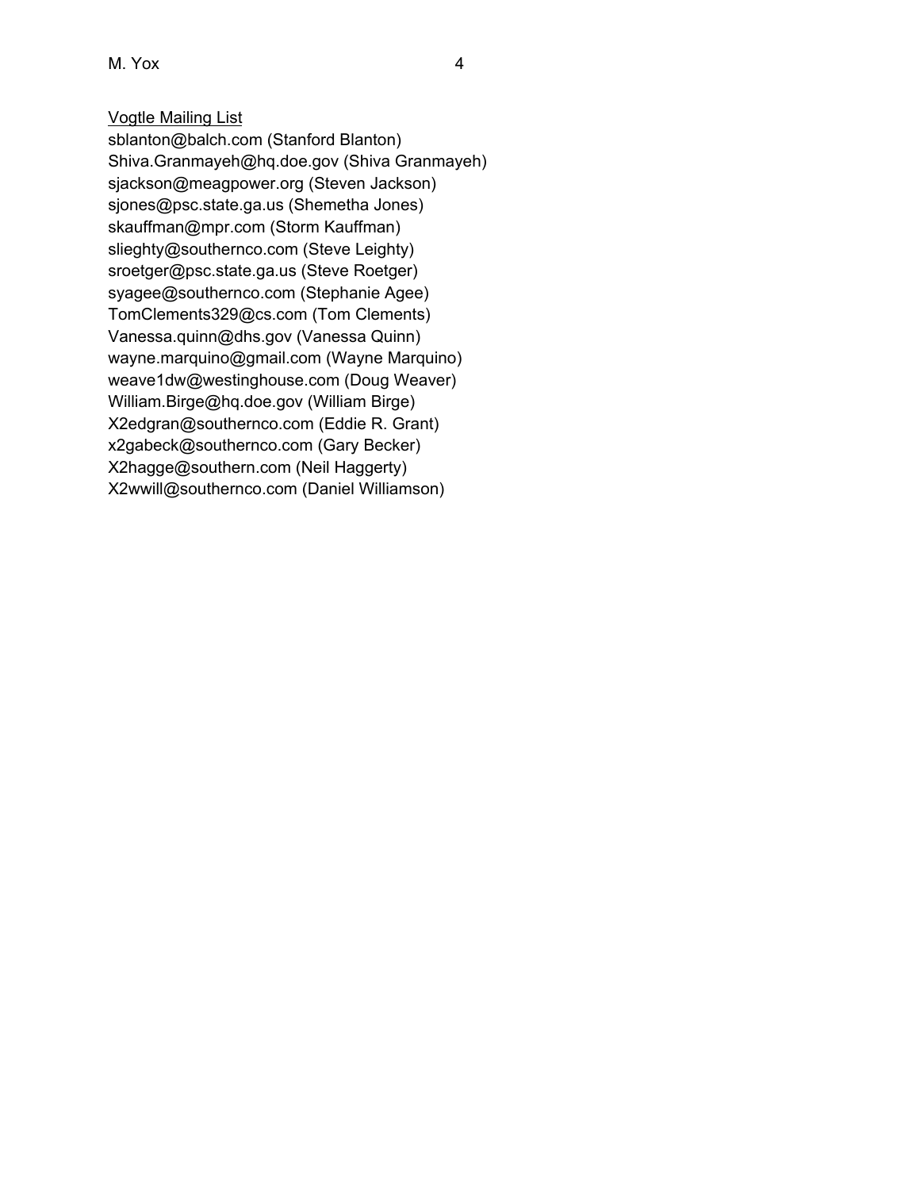Vogtle Mailing List

sblanton@balch.com (Stanford Blanton)
Shiva.Granmayeh@hq.doe.gov (Shiva Granmayeh)
sjackson@meagpower.org (Steven Jackson)
sjones@psc.state.ga.us (Shemetha Jones)
skauffman@mpr.com (Storm Kauffman)
slieghty@southernco.com (Steve Leighty)
sroetger@psc.state.ga.us (Steve Roetger)
syagee@southernco.com (Stephanie Agee)
TomClements329@cs.com (Tom Clements)
Vanessa.quinn@dhs.gov (Vanessa Quinn)
wayne.marquino@gmail.com (Wayne Marquino)
weave1dw@westinghouse.com (Doug Weaver)
William.Birge@hq.doe.gov (William Birge)
X2edgran@southernco.com (Eddie R. Grant)
x2gabeck@southernco.com (Gary Becker)
X2hagge@southern.com (Neil Haggerty)
X2wwill@southernco.com (Daniel Williamson)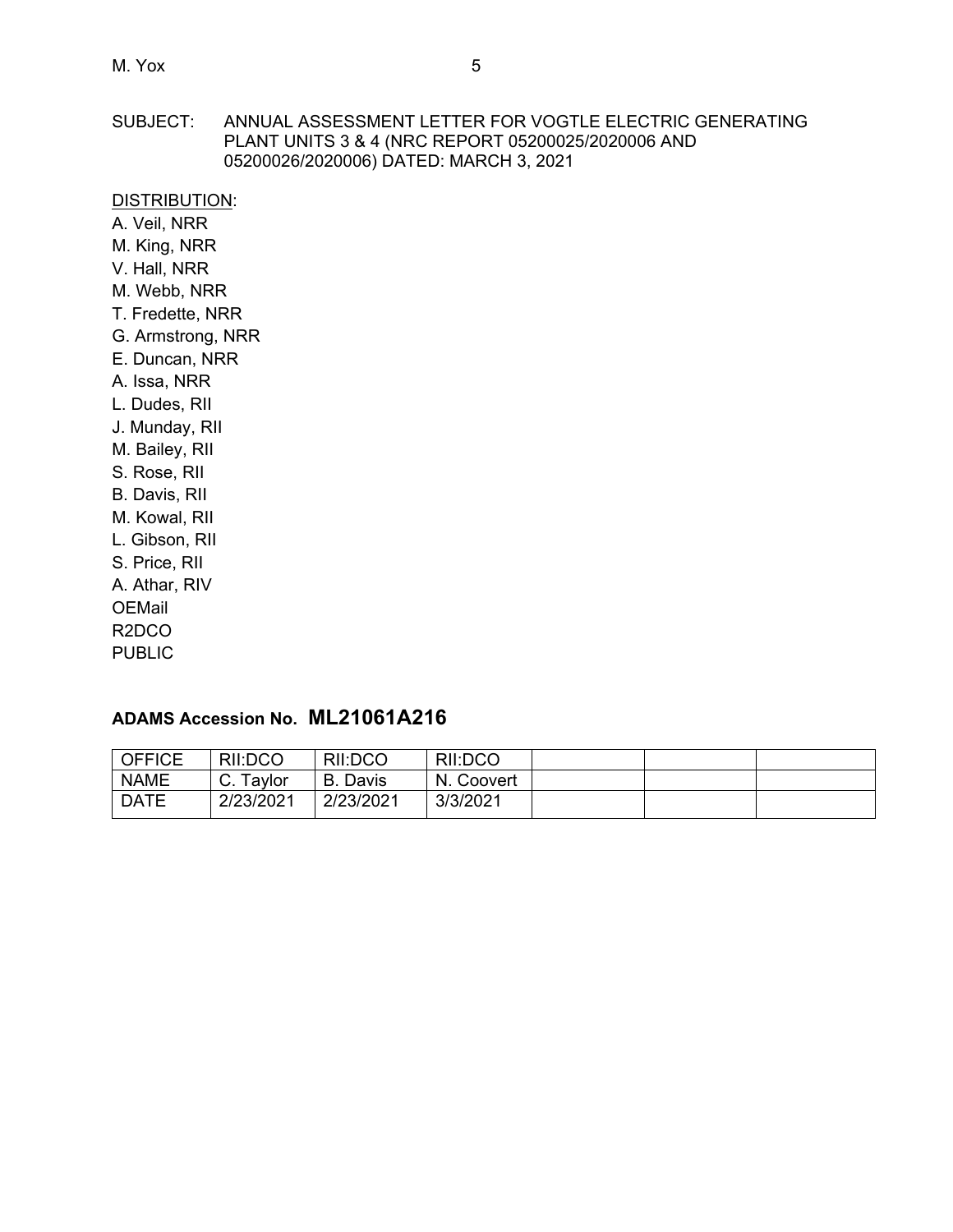SUBJECT: ANNUAL ASSESSMENT LETTER FOR VOGTLE ELECTRIC GENERATING PLANT UNITS 3 & 4 (NRC REPORT 05200025/2020006 AND 05200026/2020006) DATED: MARCH 3, 2021

DISTRIBUTION:

A. Veil, NRR
M. King, NRR
V. Hall, NRR
M. Webb, NRR
T. Fredette, NRR
G. Armstrong, NRR
E. Duncan, NRR
A. Issa, NRR
L. Dudes, RII
J. Munday, RII
M. Bailey, RII
S. Rose, RII
B. Davis, RII
M. Kowal, RII
L. Gibson, RII
S. Price, RII
A. Athar, RIV
OEMail
R2DCO
PUBLIC

**ADAMS Accession No. ML21061A216**

| OFFICE | RII:DCO | RII:DCO | RII:DCO | | | |
|---|---|---|---|---|---|---|
| NAME | C. Taylor | B. Davis | N. Coovert | | | |
| DATE | 2/23/2021 | 2/23/2021 | 3/3/2021 | | | |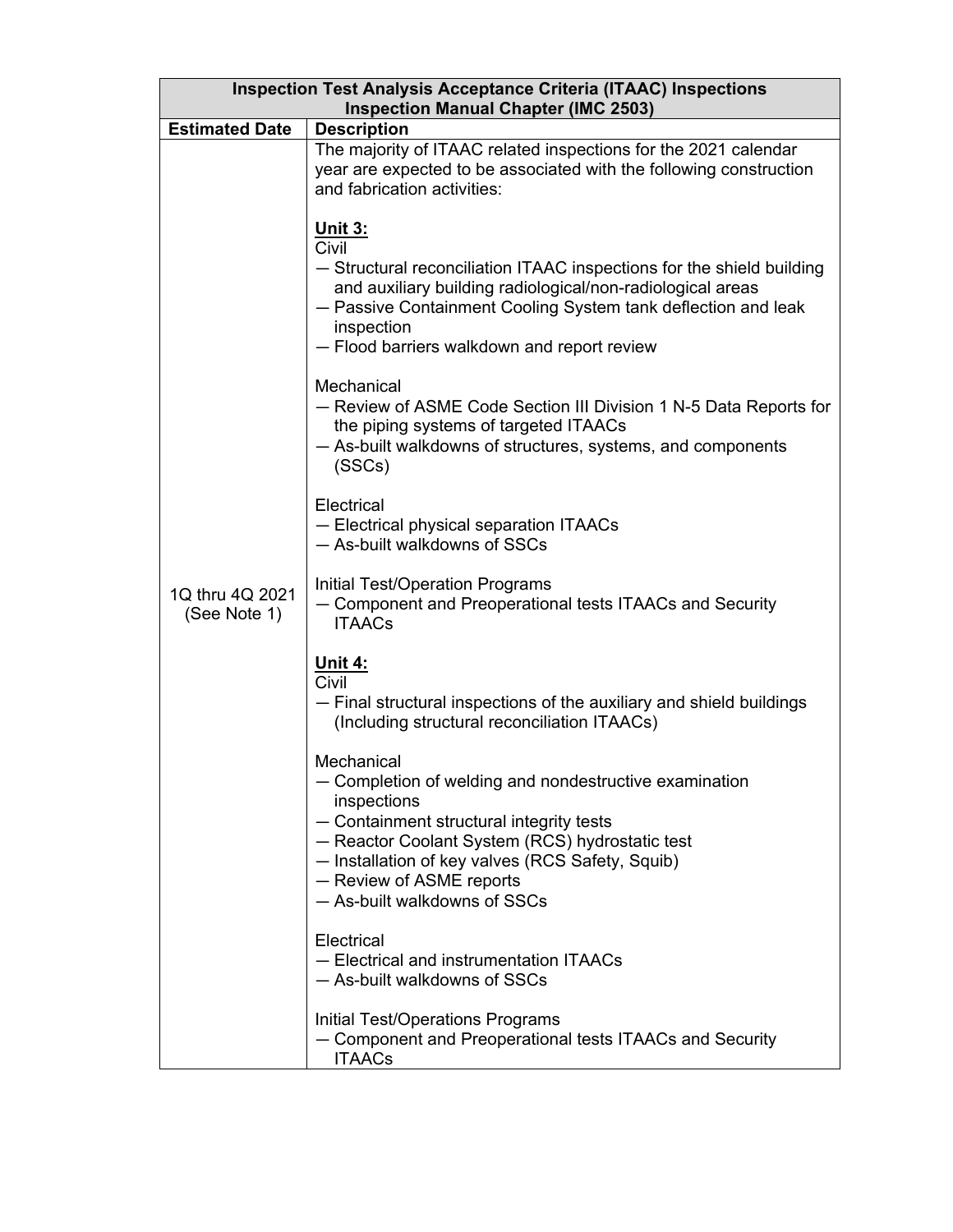| Inspection Test Analysis Acceptance Criteria (ITAAC) Inspections<br>Inspection Manual Chapter (IMC 2503) | |
|---|---|
| **Estimated Date** | **Description** |
| 1Q thru 4Q 2021<br>(See Note 1) | The majority of ITAAC related inspections for the 2021 calendar year are expected to be associated with the following construction and fabrication activities:<br><br>**<u>Unit 3:</u>**<br>Civil<br>— Structural reconciliation ITAAC inspections for the shield building and auxiliary building radiological/non-radiological areas<br>— Passive Containment Cooling System tank deflection and leak inspection<br>— Flood barriers walkdown and report review<br><br>Mechanical<br>— Review of ASME Code Section III Division 1 N-5 Data Reports for the piping systems of targeted ITAACs<br>— As-built walkdowns of structures, systems, and components (SSCs)<br><br>Electrical<br>— Electrical physical separation ITAACs<br>— As-built walkdowns of SSCs<br><br>Initial Test/Operation Programs<br>— Component and Preoperational tests ITAACs and Security ITAACs<br><br>**<u>Unit 4:</u>**<br>Civil<br>— Final structural inspections of the auxiliary and shield buildings (Including structural reconciliation ITAACs)<br><br>Mechanical<br>— Completion of welding and nondestructive examination inspections<br>— Containment structural integrity tests<br>— Reactor Coolant System (RCS) hydrostatic test<br>— Installation of key valves (RCS Safety, Squib)<br>— Review of ASME reports<br>— As-built walkdowns of SSCs<br><br>Electrical<br>— Electrical and instrumentation ITAACs<br>— As-built walkdowns of SSCs<br><br>Initial Test/Operations Programs<br>— Component and Preoperational tests ITAACs and Security ITAACs |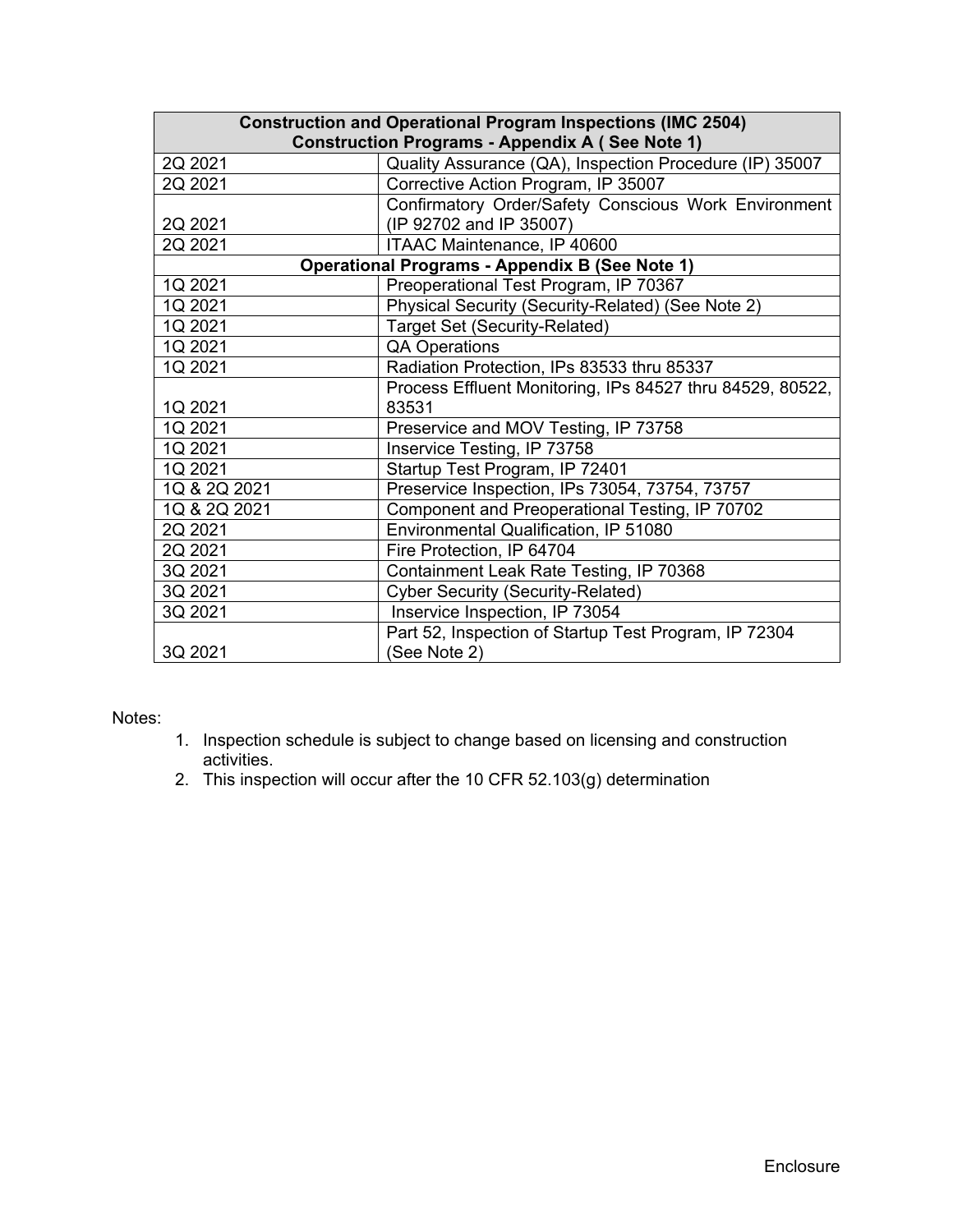| Construction and Operational Program Inspections (IMC 2504) Construction Programs - Appendix A ( See Note 1) | |
|---|---|
| 2Q 2021 | Quality Assurance (QA), Inspection Procedure (IP) 35007 |
| 2Q 2021 | Corrective Action Program, IP 35007 |
| 2Q 2021 | Confirmatory Order/Safety Conscious Work Environment (IP 92702 and IP 35007) |
| 2Q 2021 | ITAAC Maintenance, IP 40600 |
| **Operational Programs - Appendix B (See Note 1)** | |
| 1Q 2021 | Preoperational Test Program, IP 70367 |
| 1Q 2021 | Physical Security (Security-Related) (See Note 2) |
| 1Q 2021 | Target Set (Security-Related) |
| 1Q 2021 | QA Operations |
| 1Q 2021 | Radiation Protection, IPs 83533 thru 85337 |
| 1Q 2021 | Process Effluent Monitoring, IPs 84527 thru 84529, 80522, 83531 |
| 1Q 2021 | Preservice and MOV Testing, IP 73758 |
| 1Q 2021 | Inservice Testing, IP 73758 |
| 1Q 2021 | Startup Test Program, IP 72401 |
| 1Q & 2Q 2021 | Preservice Inspection, IPs 73054, 73754, 73757 |
| 1Q & 2Q 2021 | Component and Preoperational Testing, IP 70702 |
| 2Q 2021 | Environmental Qualification, IP 51080 |
| 2Q 2021 | Fire Protection, IP 64704 |
| 3Q 2021 | Containment Leak Rate Testing, IP 70368 |
| 3Q 2021 | Cyber Security (Security-Related) |
| 3Q 2021 | Inservice Inspection, IP 73054 |
| 3Q 2021 | Part 52, Inspection of Startup Test Program, IP 72304 (See Note 2) |

Notes:

1. Inspection schedule is subject to change based on licensing and construction activities.
2. This inspection will occur after the 10 CFR 52.103(g) determination

Enclosure